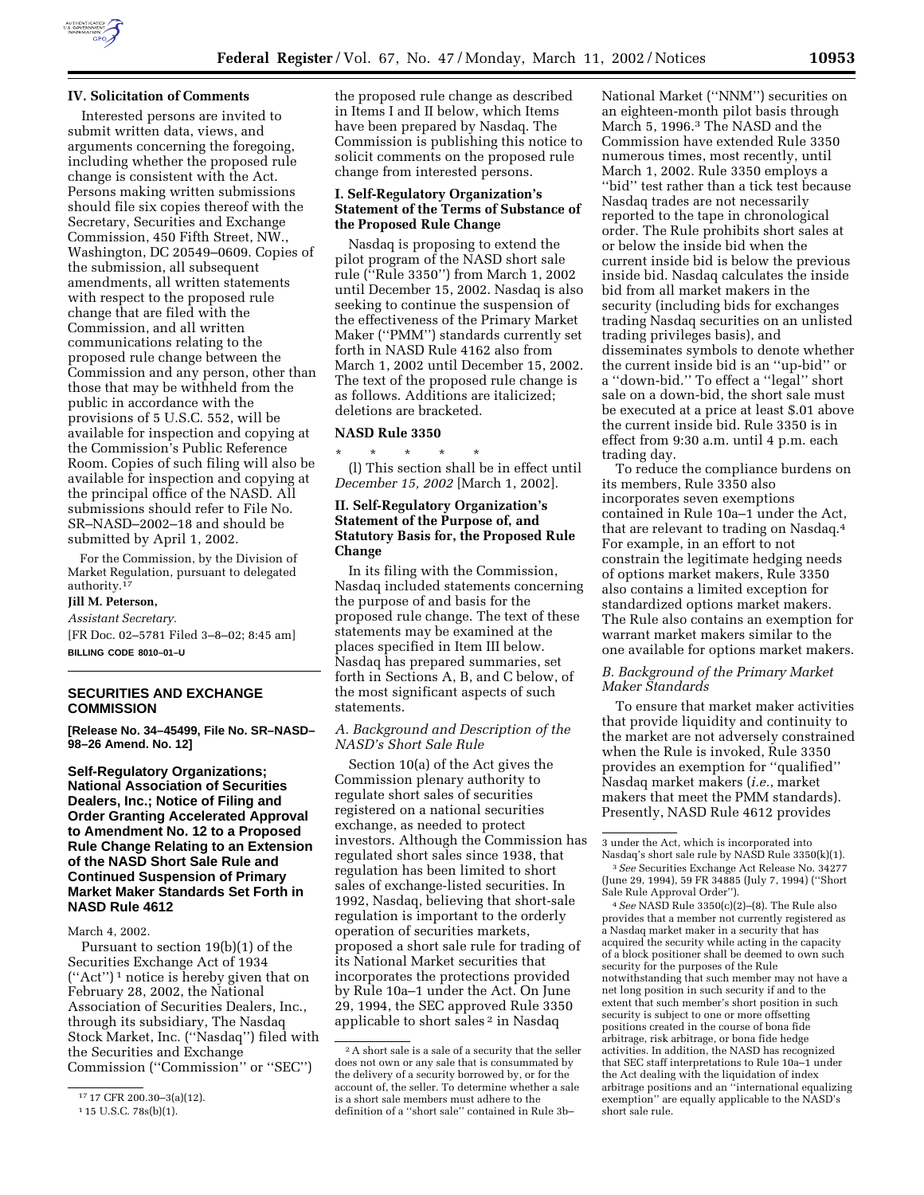## IV. Solicitation of Comments

Interested persons are invited to submit written data, views, and arguments concerning the foregoing, including whether the proposed rule change is consistent with the Act. Persons making written submissions should file six copies thereof with the Secretary, Securities and Exchange Commission, 450 Fifth Street, NW., Washington, DC 20549–0609. Copies of the submission, all subsequent amendments, all written statements with respect to the proposed rule change that are filed with the Commission, and all written communications relating to the proposed rule change between the Commission and any person, other than those that may be withheld from the public in accordance with the provisions of 5 U.S.C. 552, will be available for inspection and copying at the Commission's Public Reference Room. Copies of such filing will also be available for inspection and copying at the principal office of the NASD. All submissions should refer to File No. SR–NASD–2002–18 and should be submitted by April 1, 2002.

For the Commission, by the Division of Market Regulation, pursuant to delegated authority.[17]

**Jill M. Peterson,**

*Assistant Secretary.*

[FR Doc. 02–5781 Filed 3–8–02; 8:45 am]

**BILLING CODE 8010–01–U**

[17] 17 CFR 200.30–3(a)(12).

---

## SECURITIES AND EXCHANGE COMMISSION

**[Release No. 34–45499, File No. SR–NASD–98–26 Amend. No. 12]**

### Self-Regulatory Organizations; National Association of Securities Dealers, Inc.; Notice of Filing and Order Granting Accelerated Approval to Amendment No. 12 to a Proposed Rule Change Relating to an Extension of the NASD Short Sale Rule and Continued Suspension of Primary Market Maker Standards Set Forth in NASD Rule 4612

March 4, 2002.

Pursuant to section 19(b)(1) of the Securities Exchange Act of 1934 (''Act'')[1] notice is hereby given that on February 28, 2002, the National Association of Securities Dealers, Inc., through its subsidiary, The Nasdaq Stock Market, Inc. (''Nasdaq'') filed with the Securities and Exchange Commission (''Commission'' or ''SEC'') the proposed rule change as described in Items I and II below, which Items have been prepared by Nasdaq. The Commission is publishing this notice to solicit comments on the proposed rule change from interested persons.

[1] 15 U.S.C. 78s(b)(1).

### I. Self-Regulatory Organization's Statement of the Terms of Substance of the Proposed Rule Change

Nasdaq is proposing to extend the pilot program of the NASD short sale rule (''Rule 3350'') from March 1, 2002 until December 15, 2002. Nasdaq is also seeking to continue the suspension of the effectiveness of the Primary Market Maker (''PMM'') standards currently set forth in NASD Rule 4162 also from March 1, 2002 until December 15, 2002. The text of the proposed rule change is as follows. Additions are italicized; deletions are bracketed.

#### NASD Rule 3350

\* \* \* \* \*

(l) This section shall be in effect until *December 15, 2002* [March 1, 2002].

### II. Self-Regulatory Organization's Statement of the Purpose of, and Statutory Basis for, the Proposed Rule Change

In its filing with the Commission, Nasdaq included statements concerning the purpose of and basis for the proposed rule change. The text of these statements may be examined at the places specified in Item III below. Nasdaq has prepared summaries, set forth in Sections A, B, and C below, of the most significant aspects of such statements.

#### *A. Background and Description of the NASD's Short Sale Rule*

Section 10(a) of the Act gives the Commission plenary authority to regulate short sales of securities registered on a national securities exchange, as needed to protect investors. Although the Commission has regulated short sales since 1938, that regulation has been limited to short sales of exchange-listed securities. In 1992, Nasdaq, believing that short-sale regulation is important to the orderly operation of securities markets, proposed a short sale rule for trading of its National Market securities that incorporates the protections provided by Rule 10a–1 under the Act. On June 29, 1994, the SEC approved Rule 3350 applicable to short sales[2] in Nasdaq National Market (''NNM'') securities on an eighteen-month pilot basis through March 5, 1996.[3] The NASD and the Commission have extended Rule 3350 numerous times, most recently, until March 1, 2002. Rule 3350 employs a ''bid'' test rather than a tick test because Nasdaq trades are not necessarily reported to the tape in chronological order. The Rule prohibits short sales at or below the inside bid when the current inside bid is below the previous inside bid. Nasdaq calculates the inside bid from all market makers in the security (including bids for exchanges trading Nasdaq securities on an unlisted trading privileges basis), and disseminates symbols to denote whether the current inside bid is an ''up-bid'' or a ''down-bid.'' To effect a ''legal'' short sale on a down-bid, the short sale must be executed at a price at least $.01 above the current inside bid. Rule 3350 is in effect from 9:30 a.m. until 4 p.m. each trading day.

To reduce the compliance burdens on its members, Rule 3350 also incorporates seven exemptions contained in Rule 10a–1 under the Act, that are relevant to trading on Nasdaq.[4] For example, in an effort to not constrain the legitimate hedging needs of options market makers, Rule 3350 also contains a limited exception for standardized options market makers. The Rule also contains an exemption for warrant market makers similar to the one available for options market makers.

#### *B. Background of the Primary Market Maker Standards*

To ensure that market maker activities that provide liquidity and continuity to the market are not adversely constrained when the Rule is invoked, Rule 3350 provides an exemption for ''qualified'' Nasdaq market makers (*i.e.*, market makers that meet the PMM standards). Presently, NASD Rule 4612 provides

[2] A short sale is a sale of a security that the seller does not own or any sale that is consummated by the delivery of a security borrowed by, or for the account of, the seller. To determine whether a sale is a short sale members must adhere to the definition of a ''short sale'' contained in Rule 3b–3 under the Act, which is incorporated into Nasdaq's short sale rule by NASD Rule 3350(k)(1).

[3] *See* Securities Exchange Act Release No. 34277 (June 29, 1994), 59 FR 34885 (July 7, 1994) (''Short Sale Rule Approval Order'').

[4] *See* NASD Rule 3350(c)(2)–(8). The Rule also provides that a member not currently registered as a Nasdaq market maker in a security that has acquired the security while acting in the capacity of a block positioner shall be deemed to own such security for the purposes of the Rule notwithstanding that such member may not have a net long position in such security if and to the extent that such member's short position in such security is subject to one or more offsetting positions created in the course of bona fide arbitrage, risk arbitrage, or bona fide hedge activities. In addition, the NASD has recognized that SEC staff interpretations to Rule 10a–1 under the Act dealing with the liquidation of index arbitrage positions and an ''international equalizing exemption'' are equally applicable to the NASD's short sale rule.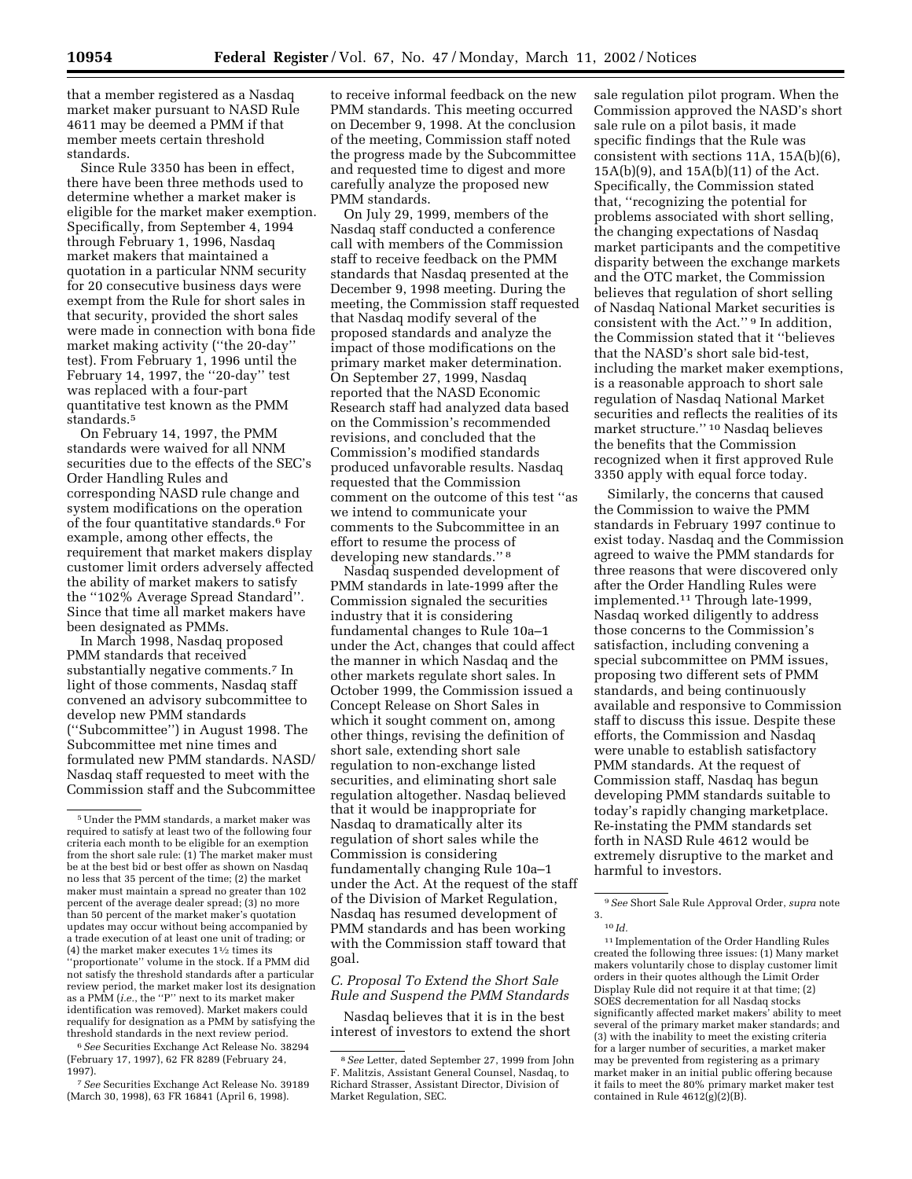that a member registered as a Nasdaq market maker pursuant to NASD Rule 4611 may be deemed a PMM if that member meets certain threshold standards.

Since Rule 3350 has been in effect, there have been three methods used to determine whether a market maker is eligible for the market maker exemption. Specifically, from September 4, 1994 through February 1, 1996, Nasdaq market makers that maintained a quotation in a particular NNM security for 20 consecutive business days were exempt from the Rule for short sales in that security, provided the short sales were made in connection with bona fide market making activity (''the 20-day'' test). From February 1, 1996 until the February 14, 1997, the ''20-day'' test was replaced with a four-part quantitative test known as the PMM standards.[5]

On February 14, 1997, the PMM standards were waived for all NNM securities due to the effects of the SEC's Order Handling Rules and corresponding NASD rule change and system modifications on the operation of the four quantitative standards.[6] For example, among other effects, the requirement that market makers display customer limit orders adversely affected the ability of market makers to satisfy the ''102% Average Spread Standard''. Since that time all market makers have been designated as PMMs.

In March 1998, Nasdaq proposed PMM standards that received substantially negative comments.[7] In light of those comments, Nasdaq staff convened an advisory subcommittee to develop new PMM standards (''Subcommittee'') in August 1998. The Subcommittee met nine times and formulated new PMM standards. NASD/Nasdaq staff requested to meet with the Commission staff and the Subcommittee to receive informal feedback on the new PMM standards. This meeting occurred on December 9, 1998. At the conclusion of the meeting, Commission staff noted the progress made by the Subcommittee and requested time to digest and more carefully analyze the proposed new PMM standards.

On July 29, 1999, members of the Nasdaq staff conducted a conference call with members of the Commission staff to receive feedback on the PMM standards that Nasdaq presented at the December 9, 1998 meeting. During the meeting, the Commission staff requested that Nasdaq modify several of the proposed standards and analyze the impact of those modifications on the primary market maker determination. On September 27, 1999, Nasdaq reported that the NASD Economic Research staff had analyzed data based on the Commission's recommended revisions, and concluded that the Commission's modified standards produced unfavorable results. Nasdaq requested that the Commission comment on the outcome of this test ''as we intend to communicate your comments to the Subcommittee in an effort to resume the process of developing new standards.''[8]

Nasdaq suspended development of PMM standards in late-1999 after the Commission signaled the securities industry that it is considering fundamental changes to Rule 10a–1 under the Act, changes that could affect the manner in which Nasdaq and the other markets regulate short sales. In October 1999, the Commission issued a Concept Release on Short Sales in which it sought comment on, among other things, revising the definition of short sale, extending short sale regulation to non-exchange listed securities, and eliminating short sale regulation altogether. Nasdaq believed that it would be inappropriate for Nasdaq to dramatically alter its regulation of short sales while the Commission is considering fundamentally changing Rule 10a–1 under the Act. At the request of the staff of the Division of Market Regulation, Nasdaq has resumed development of PMM standards and has been working with the Commission staff toward that goal.

### *C. Proposal To Extend the Short Sale Rule and Suspend the PMM Standards*

Nasdaq believes that it is in the best interest of investors to extend the short sale regulation pilot program. When the Commission approved the NASD's short sale rule on a pilot basis, it made specific findings that the Rule was consistent with sections 11A, 15A(b)(6), 15A(b)(9), and 15A(b)(11) of the Act. Specifically, the Commission stated that, ''recognizing the potential for problems associated with short selling, the changing expectations of Nasdaq market participants and the competitive disparity between the exchange markets and the OTC market, the Commission believes that regulation of short selling of Nasdaq National Market securities is consistent with the Act.''[9] In addition, the Commission stated that it ''believes that the NASD's short sale bid-test, including the market maker exemptions, is a reasonable approach to short sale regulation of Nasdaq National Market securities and reflects the realities of its market structure.''[10] Nasdaq believes the benefits that the Commission recognized when it first approved Rule 3350 apply with equal force today.

Similarly, the concerns that caused the Commission to waive the PMM standards in February 1997 continue to exist today. Nasdaq and the Commission agreed to waive the PMM standards for three reasons that were discovered only after the Order Handling Rules were implemented.[11] Through late-1999, Nasdaq worked diligently to address those concerns to the Commission's satisfaction, including convening a special subcommittee on PMM issues, proposing two different sets of PMM standards, and being continuously available and responsive to Commission staff to discuss this issue. Despite these efforts, the Commission and Nasdaq were unable to establish satisfactory PMM standards. At the request of Commission staff, Nasdaq has begun developing PMM standards suitable to today's rapidly changing marketplace. Re-instating the PMM standards set forth in NASD Rule 4612 would be extremely disruptive to the market and harmful to investors.

---

[5] Under the PMM standards, a market maker was required to satisfy at least two of the following four criteria each month to be eligible for an exemption from the short sale rule: (1) The market maker must be at the best bid or best offer as shown on Nasdaq no less that 35 percent of the time; (2) the market maker must maintain a spread no greater than 102 percent of the average dealer spread; (3) no more than 50 percent of the market maker's quotation updates may occur without being accompanied by a trade execution of at least one unit of trading; or (4) the market maker executes 1½ times its ''proportionate'' volume in the stock. If a PMM did not satisfy the threshold standards after a particular review period, the market maker lost its designation as a PMM (*i.e.*, the ''P'' next to its market maker identification was removed). Market makers could requalify for designation as a PMM by satisfying the threshold standards in the next review period.

[6] *See* Securities Exchange Act Release No. 38294 (February 17, 1997), 62 FR 8289 (February 24, 1997).

[7] *See* Securities Exchange Act Release No. 39189 (March 30, 1998), 63 FR 16841 (April 6, 1998).

[8] *See* Letter, dated September 27, 1999 from John F. Malitzis, Assistant General Counsel, Nasdaq, to Richard Strasser, Assistant Director, Division of Market Regulation, SEC.

[9] *See* Short Sale Rule Approval Order, *supra* note 3.

[10] *Id.*

[11] Implementation of the Order Handling Rules created the following three issues: (1) Many market makers voluntarily chose to display customer limit orders in their quotes although the Limit Order Display Rule did not require it at that time; (2) SOES decrementation for all Nasdaq stocks significantly affected market makers' ability to meet several of the primary market maker standards; and (3) with the inability to meet the existing criteria for a larger number of securities, a market maker may be prevented from registering as a primary market maker in an initial public offering because it fails to meet the 80% primary market maker test contained in Rule 4612(g)(2)(B).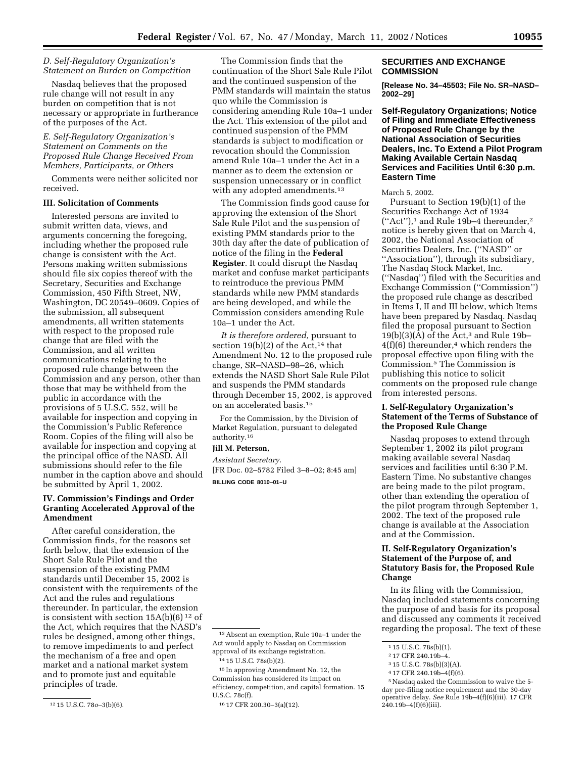*D. Self-Regulatory Organization's Statement on Burden on Competition*

Nasdaq believes that the proposed rule change will not result in any burden on competition that is not necessary or appropriate in furtherance of the purposes of the Act.

*E. Self-Regulatory Organization's Statement on Comments on the Proposed Rule Change Received From Members, Participants, or Others*

Comments were neither solicited nor received.

**III. Solicitation of Comments**

Interested persons are invited to submit written data, views, and arguments concerning the foregoing, including whether the proposed rule change is consistent with the Act. Persons making written submissions should file six copies thereof with the Secretary, Securities and Exchange Commission, 450 Fifth Street, NW, Washington, DC 20549–0609. Copies of the submission, all subsequent amendments, all written statements with respect to the proposed rule change that are filed with the Commission, and all written communications relating to the proposed rule change between the Commission and any person, other than those that may be withheld from the public in accordance with the provisions of 5 U.S.C. 552, will be available for inspection and copying in the Commission's Public Reference Room. Copies of the filing will also be available for inspection and copying at the principal office of the NASD. All submissions should refer to the file number in the caption above and should be submitted by April 1, 2002.

**IV. Commission's Findings and Order Granting Accelerated Approval of the Amendment**

After careful consideration, the Commission finds, for the reasons set forth below, that the extension of the Short Sale Rule Pilot and the suspension of the existing PMM standards until December 15, 2002 is consistent with the requirements of the Act and the rules and regulations thereunder. In particular, the extension is consistent with section 15A(b)(6) [12] of the Act, which requires that the NASD's rules be designed, among other things, to remove impediments to and perfect the mechanism of a free and open market and a national market system and to promote just and equitable principles of trade.

The Commission finds that the continuation of the Short Sale Rule Pilot and the continued suspension of the PMM standards will maintain the status quo while the Commission is considering amending Rule 10a–1 under the Act. This extension of the pilot and continued suspension of the PMM standards is subject to modification or revocation should the Commission amend Rule 10a–1 under the Act in a manner as to deem the extension or suspension unnecessary or in conflict with any adopted amendments.[13]

The Commission finds good cause for approving the extension of the Short Sale Rule Pilot and the suspension of existing PMM standards prior to the 30th day after the date of publication of notice of the filing in the **Federal Register**. It could disrupt the Nasdaq market and confuse market participants to reintroduce the previous PMM standards while new PMM standards are being developed, and while the Commission considers amending Rule 10a–1 under the Act.

*It is therefore ordered,* pursuant to section 19(b)(2) of the Act,[14] that Amendment No. 12 to the proposed rule change, SR–NASD–98–26, which extends the NASD Short Sale Rule Pilot and suspends the PMM standards through December 15, 2002, is approved on an accelerated basis.[15]

For the Commission, by the Division of Market Regulation, pursuant to delegated authority.[16]

**Jill M. Peterson,**

*Assistant Secretary.*

[FR Doc. 02–5782 Filed 3–8–02; 8:45 am]

**BILLING CODE 8010–01–U**

[12] 15 U.S.C. 78*o*–3(b)(6).

[13] Absent an exemption, Rule 10a–1 under the Act would apply to Nasdaq on Commission approval of its exchange registration.

[14] 15 U.S.C. 78s(b)(2).

[15] In approving Amendment No. 12, the Commission has considered its impact on efficiency, competition, and capital formation. 15 U.S.C. 78c(f).

[16] 17 CFR 200.30–3(a)(12).

## SECURITIES AND EXCHANGE COMMISSION

**[Release No. 34–45503; File No. SR–NASD–2002–29]**

### Self-Regulatory Organizations; Notice of Filing and Immediate Effectiveness of Proposed Rule Change by the National Association of Securities Dealers, Inc. To Extend a Pilot Program Making Available Certain Nasdaq Services and Facilities Until 6:30 p.m. Eastern Time

March 5, 2002.

Pursuant to Section 19(b)(1) of the Securities Exchange Act of 1934 (''Act''),[1] and Rule 19b–4 thereunder,[2] notice is hereby given that on March 4, 2002, the National Association of Securities Dealers, Inc. (''NASD'' or ''Association''), through its subsidiary, The Nasdaq Stock Market, Inc. (''Nasdaq'') filed with the Securities and Exchange Commission (''Commission'') the proposed rule change as described in Items I, II and III below, which Items have been prepared by Nasdaq. Nasdaq filed the proposal pursuant to Section 19(b)(3)(A) of the Act,[3] and Rule 19b–4(f)(6) thereunder,[4] which renders the proposal effective upon filing with the Commission.[5] The Commission is publishing this notice to solicit comments on the proposed rule change from interested persons.

**I. Self-Regulatory Organization's Statement of the Terms of Substance of the Proposed Rule Change**

Nasdaq proposes to extend through September 1, 2002 its pilot program making available several Nasdaq services and facilities until 6:30 P.M. Eastern Time. No substantive changes are being made to the pilot program, other than extending the operation of the pilot program through September 1, 2002. The text of the proposed rule change is available at the Association and at the Commission.

**II. Self-Regulatory Organization's Statement of the Purpose of, and Statutory Basis for, the Proposed Rule Change**

In its filing with the Commission, Nasdaq included statements concerning the purpose of and basis for its proposal and discussed any comments it received regarding the proposal. The text of these

[1] 15 U.S.C. 78s(b)(1).

[2] 17 CFR 240.19b–4.

[3] 15 U.S.C. 78s(b)(3)(A).

[4] 17 CFR 240.19b–4(f)(6).

[5] Nasdaq asked the Commission to waive the 5-day pre-filing notice requirement and the 30-day operative delay. *See* Rule 19b–4(f)(6)(iii). 17 CFR 240.19b–4(f)(6)(iii).